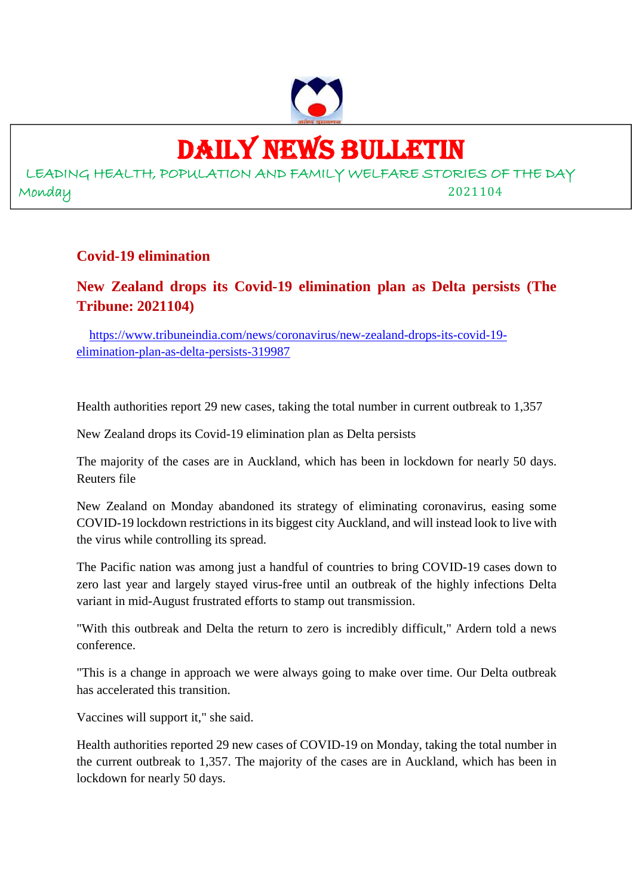# DAILY NEWS BULLETIN

LEADING HEALTH, POPULATION AND FAMILY WELFARE STORIES OF THE DAY

Monday 2021104

## Covid-19 elimination

### New Zealand drops its Covid-19 elimination plan as Delta persists (The Tribune: 2021104)

https://www.tribuneindia.com/news/coronavirus/new-zealand-drops-its-covid-19-elimination-plan-as-delta-persists-319987

Health authorities report 29 new cases, taking the total number in current outbreak to 1,357

New Zealand drops its Covid-19 elimination plan as Delta persists

The majority of the cases are in Auckland, which has been in lockdown for nearly 50 days. Reuters file

New Zealand on Monday abandoned its strategy of eliminating coronavirus, easing some COVID-19 lockdown restrictions in its biggest city Auckland, and will instead look to live with the virus while controlling its spread.

The Pacific nation was among just a handful of countries to bring COVID-19 cases down to zero last year and largely stayed virus-free until an outbreak of the highly infections Delta variant in mid-August frustrated efforts to stamp out transmission.

"With this outbreak and Delta the return to zero is incredibly difficult," Ardern told a news conference.

"This is a change in approach we were always going to make over time. Our Delta outbreak has accelerated this transition.

Vaccines will support it," she said.

Health authorities reported 29 new cases of COVID-19 on Monday, taking the total number in the current outbreak to 1,357. The majority of the cases are in Auckland, which has been in lockdown for nearly 50 days.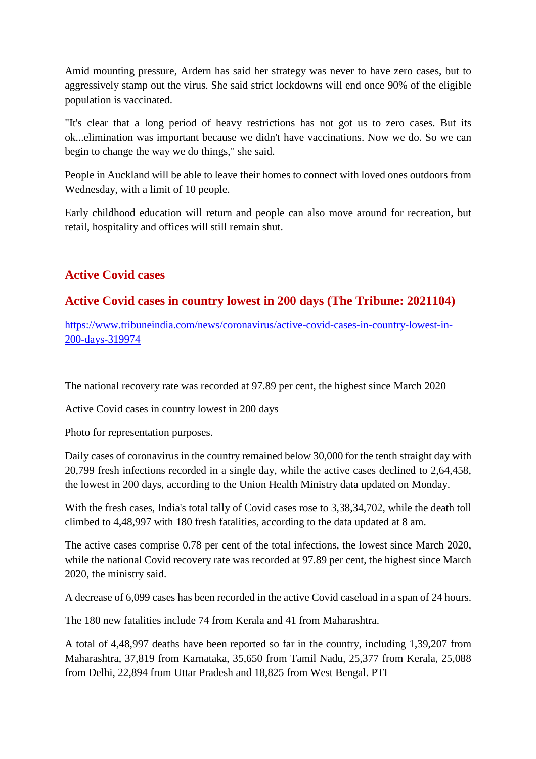Amid mounting pressure, Ardern has said her strategy was never to have zero cases, but to aggressively stamp out the virus. She said strict lockdowns will end once 90% of the eligible population is vaccinated.

"It's clear that a long period of heavy restrictions has not got us to zero cases. But its ok...elimination was important because we didn't have vaccinations. Now we do. So we can begin to change the way we do things," she said.

People in Auckland will be able to leave their homes to connect with loved ones outdoors from Wednesday, with a limit of 10 people.

Early childhood education will return and people can also move around for recreation, but retail, hospitality and offices will still remain shut.

## Active Covid cases

## Active Covid cases in country lowest in 200 days (The Tribune: 2021104)

https://www.tribuneindia.com/news/coronavirus/active-covid-cases-in-country-lowest-in-200-days-319974

The national recovery rate was recorded at 97.89 per cent, the highest since March 2020

Active Covid cases in country lowest in 200 days

Photo for representation purposes.

Daily cases of coronavirus in the country remained below 30,000 for the tenth straight day with 20,799 fresh infections recorded in a single day, while the active cases declined to 2,64,458, the lowest in 200 days, according to the Union Health Ministry data updated on Monday.

With the fresh cases, India's total tally of Covid cases rose to 3,38,34,702, while the death toll climbed to 4,48,997 with 180 fresh fatalities, according to the data updated at 8 am.

The active cases comprise 0.78 per cent of the total infections, the lowest since March 2020, while the national Covid recovery rate was recorded at 97.89 per cent, the highest since March 2020, the ministry said.

A decrease of 6,099 cases has been recorded in the active Covid caseload in a span of 24 hours.

The 180 new fatalities include 74 from Kerala and 41 from Maharashtra.

A total of 4,48,997 deaths have been reported so far in the country, including 1,39,207 from Maharashtra, 37,819 from Karnataka, 35,650 from Tamil Nadu, 25,377 from Kerala, 25,088 from Delhi, 22,894 from Uttar Pradesh and 18,825 from West Bengal. PTI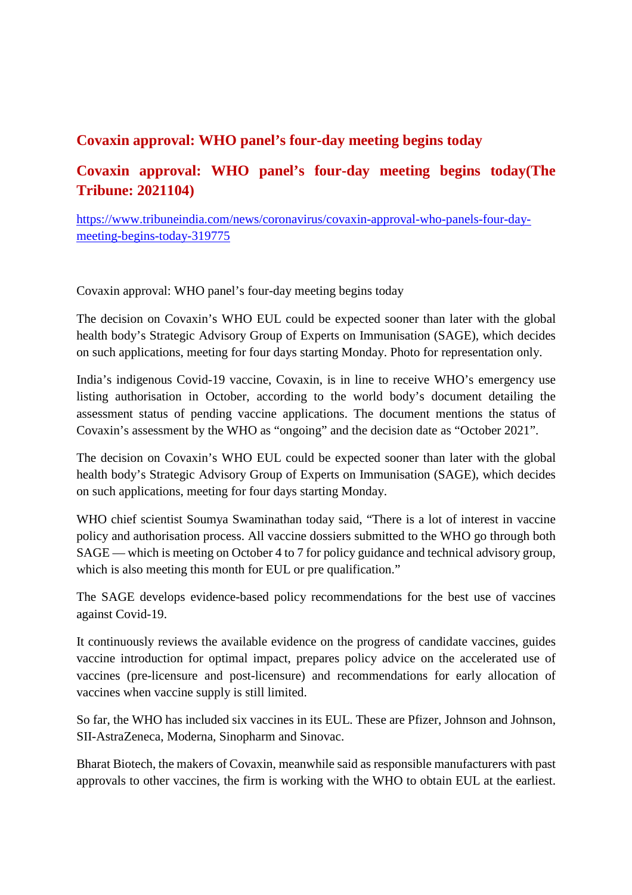## Covaxin approval: WHO panel's four-day meeting begins today

## Covaxin approval: WHO panel's four-day meeting begins today(The Tribune: 2021104)

https://www.tribuneindia.com/news/coronavirus/covaxin-approval-who-panels-four-day-meeting-begins-today-319775

Covaxin approval: WHO panel's four-day meeting begins today

The decision on Covaxin's WHO EUL could be expected sooner than later with the global health body's Strategic Advisory Group of Experts on Immunisation (SAGE), which decides on such applications, meeting for four days starting Monday. Photo for representation only.

India's indigenous Covid-19 vaccine, Covaxin, is in line to receive WHO's emergency use listing authorisation in October, according to the world body's document detailing the assessment status of pending vaccine applications. The document mentions the status of Covaxin's assessment by the WHO as "ongoing" and the decision date as "October 2021".

The decision on Covaxin's WHO EUL could be expected sooner than later with the global health body's Strategic Advisory Group of Experts on Immunisation (SAGE), which decides on such applications, meeting for four days starting Monday.

WHO chief scientist Soumya Swaminathan today said, "There is a lot of interest in vaccine policy and authorisation process. All vaccine dossiers submitted to the WHO go through both SAGE — which is meeting on October 4 to 7 for policy guidance and technical advisory group, which is also meeting this month for EUL or pre qualification."

The SAGE develops evidence-based policy recommendations for the best use of vaccines against Covid-19.

It continuously reviews the available evidence on the progress of candidate vaccines, guides vaccine introduction for optimal impact, prepares policy advice on the accelerated use of vaccines (pre-licensure and post-licensure) and recommendations for early allocation of vaccines when vaccine supply is still limited.

So far, the WHO has included six vaccines in its EUL. These are Pfizer, Johnson and Johnson, SII-AstraZeneca, Moderna, Sinopharm and Sinovac.

Bharat Biotech, the makers of Covaxin, meanwhile said as responsible manufacturers with past approvals to other vaccines, the firm is working with the WHO to obtain EUL at the earliest.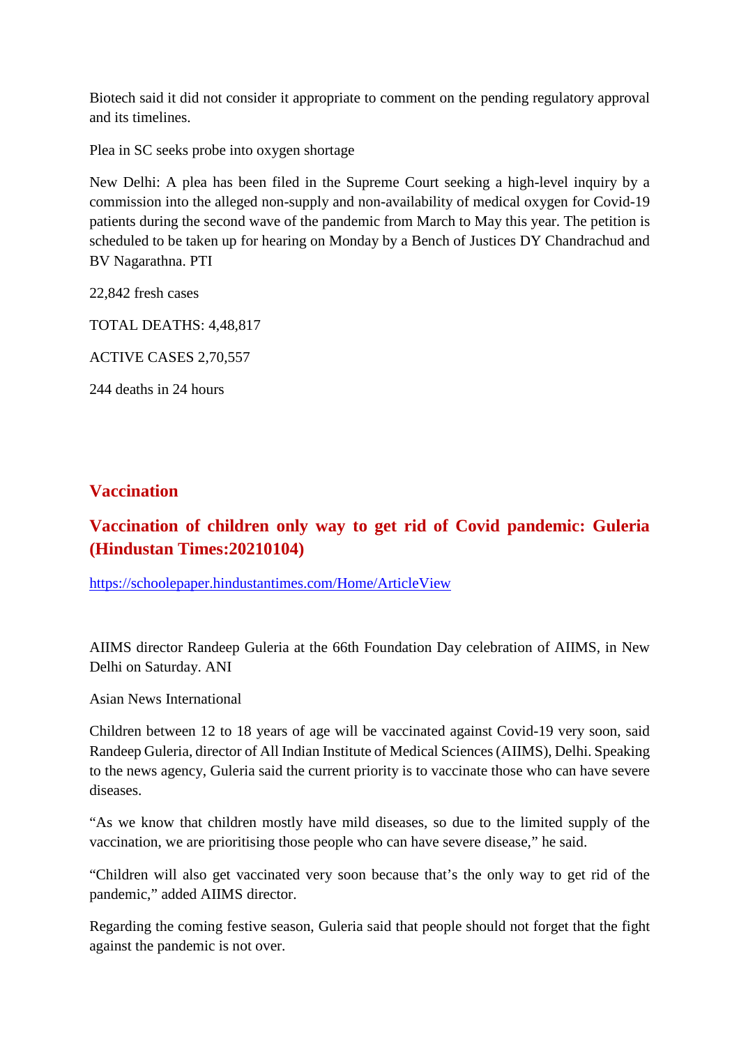Biotech said it did not consider it appropriate to comment on the pending regulatory approval and its timelines.

Plea in SC seeks probe into oxygen shortage

New Delhi: A plea has been filed in the Supreme Court seeking a high-level inquiry by a commission into the alleged non-supply and non-availability of medical oxygen for Covid-19 patients during the second wave of the pandemic from March to May this year. The petition is scheduled to be taken up for hearing on Monday by a Bench of Justices DY Chandrachud and BV Nagarathna. PTI

22,842 fresh cases

TOTAL DEATHS: 4,48,817

ACTIVE CASES 2,70,557

244 deaths in 24 hours

## Vaccination

### Vaccination of children only way to get rid of Covid pandemic: Guleria (Hindustan Times:20210104)

https://schoolepaper.hindustantimes.com/Home/ArticleView

AIIMS director Randeep Guleria at the 66th Foundation Day celebration of AIIMS, in New Delhi on Saturday. ANI

Asian News International

Children between 12 to 18 years of age will be vaccinated against Covid-19 very soon, said Randeep Guleria, director of All Indian Institute of Medical Sciences (AIIMS), Delhi. Speaking to the news agency, Guleria said the current priority is to vaccinate those who can have severe diseases.

"As we know that children mostly have mild diseases, so due to the limited supply of the vaccination, we are prioritising those people who can have severe disease," he said.

"Children will also get vaccinated very soon because that's the only way to get rid of the pandemic," added AIIMS director.

Regarding the coming festive season, Guleria said that people should not forget that the fight against the pandemic is not over.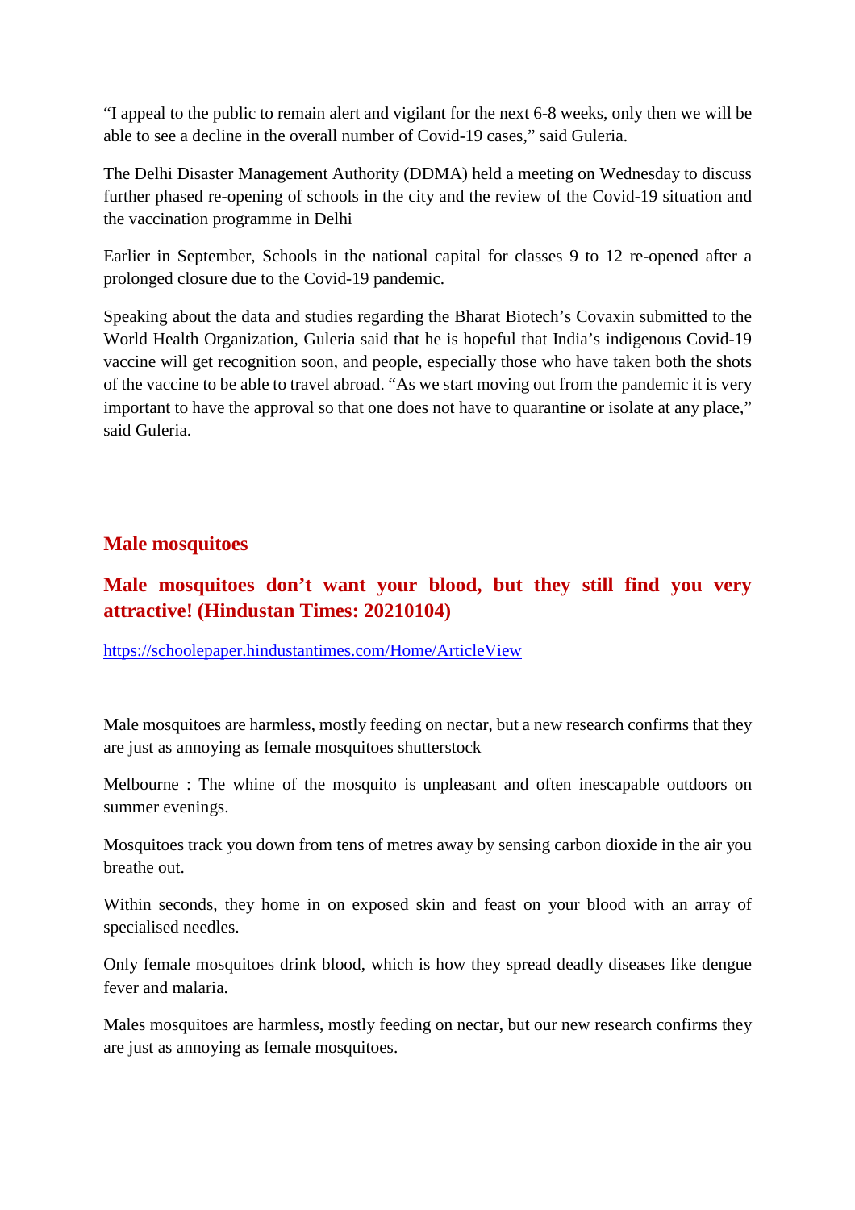“I appeal to the public to remain alert and vigilant for the next 6-8 weeks, only then we will be able to see a decline in the overall number of Covid-19 cases,” said Guleria.

The Delhi Disaster Management Authority (DDMA) held a meeting on Wednesday to discuss further phased re-opening of schools in the city and the review of the Covid-19 situation and the vaccination programme in Delhi

Earlier in September, Schools in the national capital for classes 9 to 12 re-opened after a prolonged closure due to the Covid-19 pandemic.

Speaking about the data and studies regarding the Bharat Biotech’s Covaxin submitted to the World Health Organization, Guleria said that he is hopeful that India’s indigenous Covid-19 vaccine will get recognition soon, and people, especially those who have taken both the shots of the vaccine to be able to travel abroad. “As we start moving out from the pandemic it is very important to have the approval so that one does not have to quarantine or isolate at any place,” said Guleria.

## Male mosquitoes

## Male mosquitoes don’t want your blood, but they still find you very attractive! (Hindustan Times: 20210104)

https://schoolepaper.hindustantimes.com/Home/ArticleView

Male mosquitoes are harmless, mostly feeding on nectar, but a new research confirms that they are just as annoying as female mosquitoes shutterstock

Melbourne : The whine of the mosquito is unpleasant and often inescapable outdoors on summer evenings.

Mosquitoes track you down from tens of metres away by sensing carbon dioxide in the air you breathe out.

Within seconds, they home in on exposed skin and feast on your blood with an array of specialised needles.

Only female mosquitoes drink blood, which is how they spread deadly diseases like dengue fever and malaria.

Males mosquitoes are harmless, mostly feeding on nectar, but our new research confirms they are just as annoying as female mosquitoes.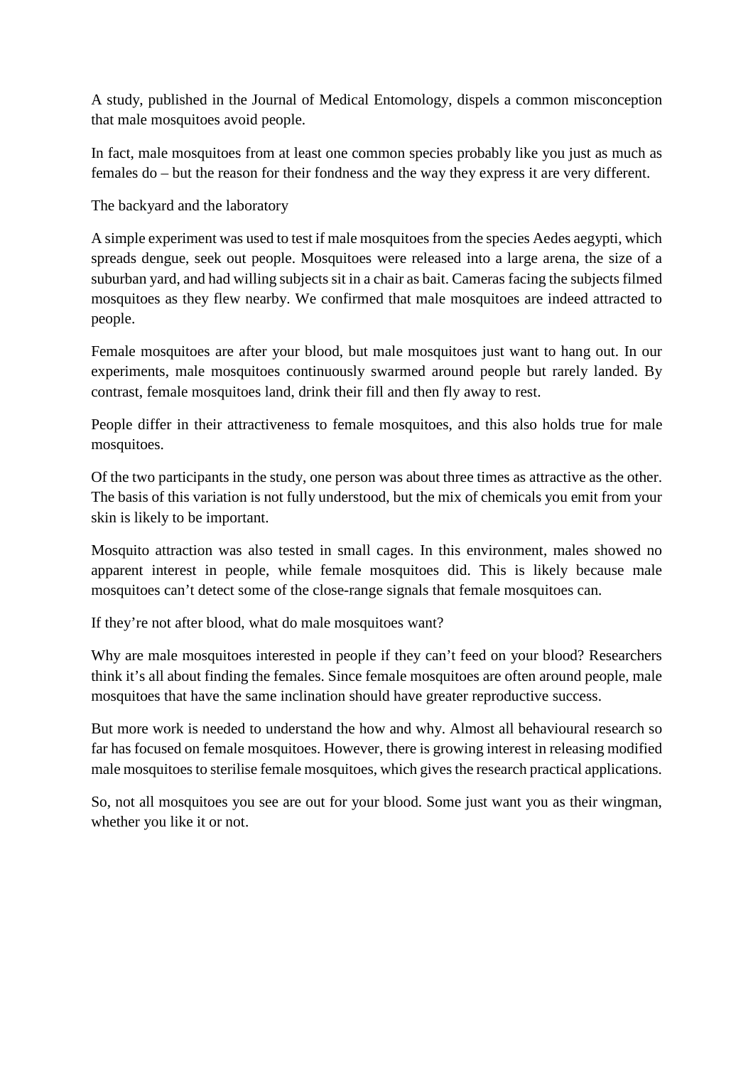A study, published in the Journal of Medical Entomology, dispels a common misconception that male mosquitoes avoid people.

In fact, male mosquitoes from at least one common species probably like you just as much as females do – but the reason for their fondness and the way they express it are very different.

The backyard and the laboratory

A simple experiment was used to test if male mosquitoes from the species Aedes aegypti, which spreads dengue, seek out people. Mosquitoes were released into a large arena, the size of a suburban yard, and had willing subjects sit in a chair as bait. Cameras facing the subjects filmed mosquitoes as they flew nearby. We confirmed that male mosquitoes are indeed attracted to people.

Female mosquitoes are after your blood, but male mosquitoes just want to hang out. In our experiments, male mosquitoes continuously swarmed around people but rarely landed. By contrast, female mosquitoes land, drink their fill and then fly away to rest.

People differ in their attractiveness to female mosquitoes, and this also holds true for male mosquitoes.

Of the two participants in the study, one person was about three times as attractive as the other. The basis of this variation is not fully understood, but the mix of chemicals you emit from your skin is likely to be important.

Mosquito attraction was also tested in small cages. In this environment, males showed no apparent interest in people, while female mosquitoes did. This is likely because male mosquitoes can't detect some of the close-range signals that female mosquitoes can.

If they're not after blood, what do male mosquitoes want?

Why are male mosquitoes interested in people if they can't feed on your blood? Researchers think it's all about finding the females. Since female mosquitoes are often around people, male mosquitoes that have the same inclination should have greater reproductive success.

But more work is needed to understand the how and why. Almost all behavioural research so far has focused on female mosquitoes. However, there is growing interest in releasing modified male mosquitoes to sterilise female mosquitoes, which gives the research practical applications.

So, not all mosquitoes you see are out for your blood. Some just want you as their wingman, whether you like it or not.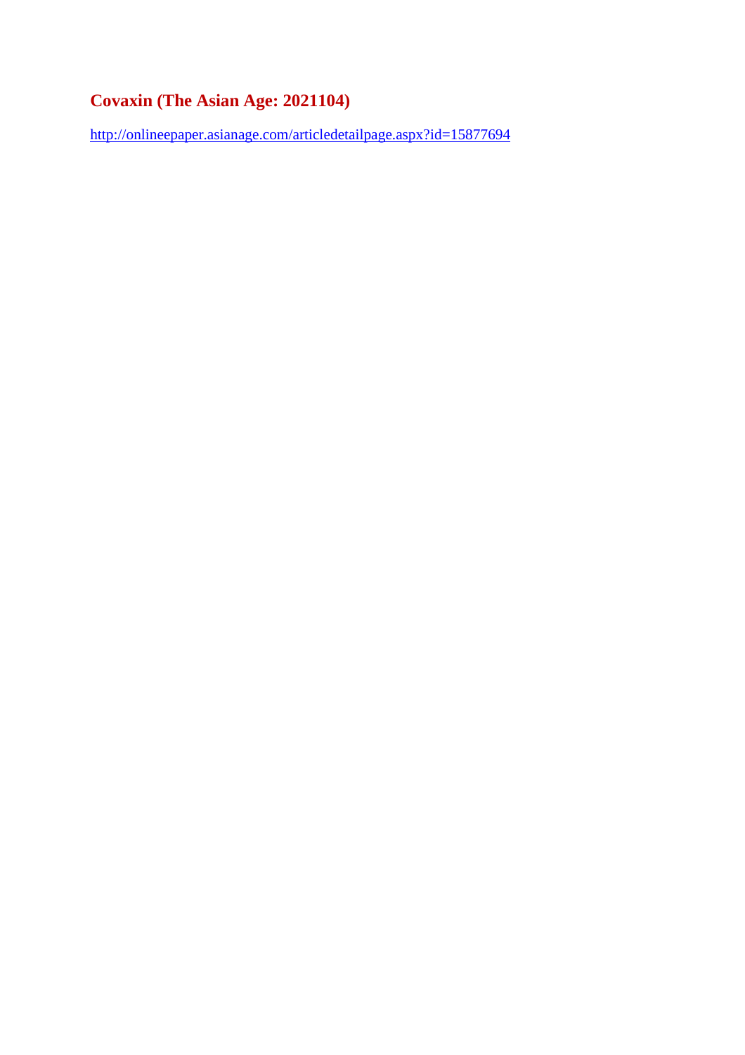## Covaxin (The Asian Age: 2021104)

http://onlineepaper.asianage.com/articledetailpage.aspx?id=15877694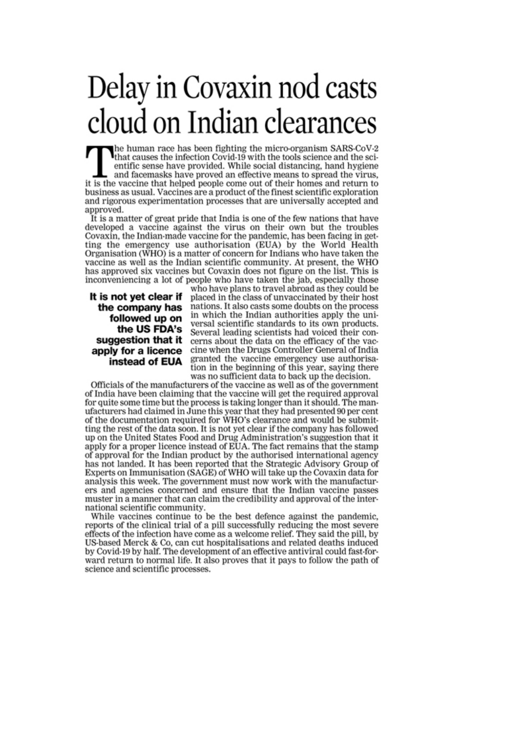# Delay in Covaxin nod casts cloud on Indian clearances

The human race has been fighting the micro-organism SARS-CoV-2 that causes the infection Covid-19 with the tools science and the scientific sense have provided. While social distancing, hand hygiene and facemasks have proved an effective means to spread the virus, it is the vaccine that helped people come out of their homes and return to business as usual. Vaccines are a product of the finest scientific exploration and rigorous experimentation processes that are universally accepted and approved.

It is a matter of great pride that India is one of the few nations that have developed a vaccine against the virus on their own but the troubles Covaxin, the Indian-made vaccine for the pandemic, has been facing in getting the emergency use authorisation (EUA) by the World Health Organisation (WHO) is a matter of concern for Indians who have taken the vaccine as well as the Indian scientific community. At present, the WHO has approved six vaccines but Covaxin does not figure on the list. This is inconveniencing a lot of people who have taken the jab, especially those who have plans to travel abroad as they could be placed in the class of unvaccinated by their host nations. It also casts some doubts on the process in which the Indian authorities apply the universal scientific standards to its own products. Several leading scientists had voiced their concerns about the data on the efficacy of the vaccine when the Drugs Controller General of India granted the vaccine emergency use authorisation in the beginning of this year, saying there was no sufficient data to back up the decision.

**It is not yet clear if the company has followed up on the US FDA's suggestion that it apply for a licence instead of EUA**

Officials of the manufacturers of the vaccine as well as of the government of India have been claiming that the vaccine will get the required approval for quite some time but the process is taking longer than it should. The manufacturers had claimed in June this year that they had presented 90 per cent of the documentation required for WHO's clearance and would be submitting the rest of the data soon. It is not yet clear if the company has followed up on the United States Food and Drug Administration's suggestion that it apply for a proper licence instead of EUA. The fact remains that the stamp of approval for the Indian product by the authorised international agency has not landed. It has been reported that the Strategic Advisory Group of Experts on Immunisation (SAGE) of WHO will take up the Covaxin data for analysis this week. The government must now work with the manufacturers and agencies concerned and ensure that the Indian vaccine passes muster in a manner that can claim the credibility and approval of the international scientific community.

While vaccines continue to be the best defence against the pandemic, reports of the clinical trial of a pill successfully reducing the most severe effects of the infection have come as a welcome relief. They said the pill, by US-based Merck & Co, can cut hospitalisations and related deaths induced by Covid-19 by half. The development of an effective antiviral could fast-forward return to normal life. It also proves that it pays to follow the path of science and scientific processes.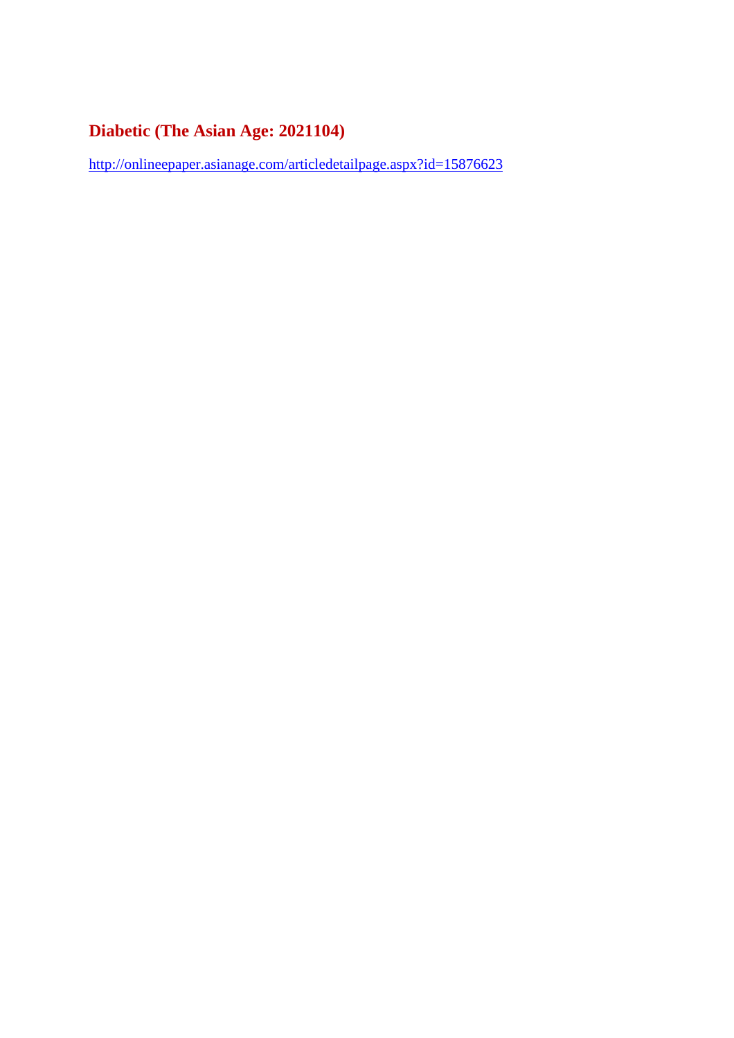## Diabetic (The Asian Age: 2021104)

http://onlineepaper.asianage.com/articledetailpage.aspx?id=15876623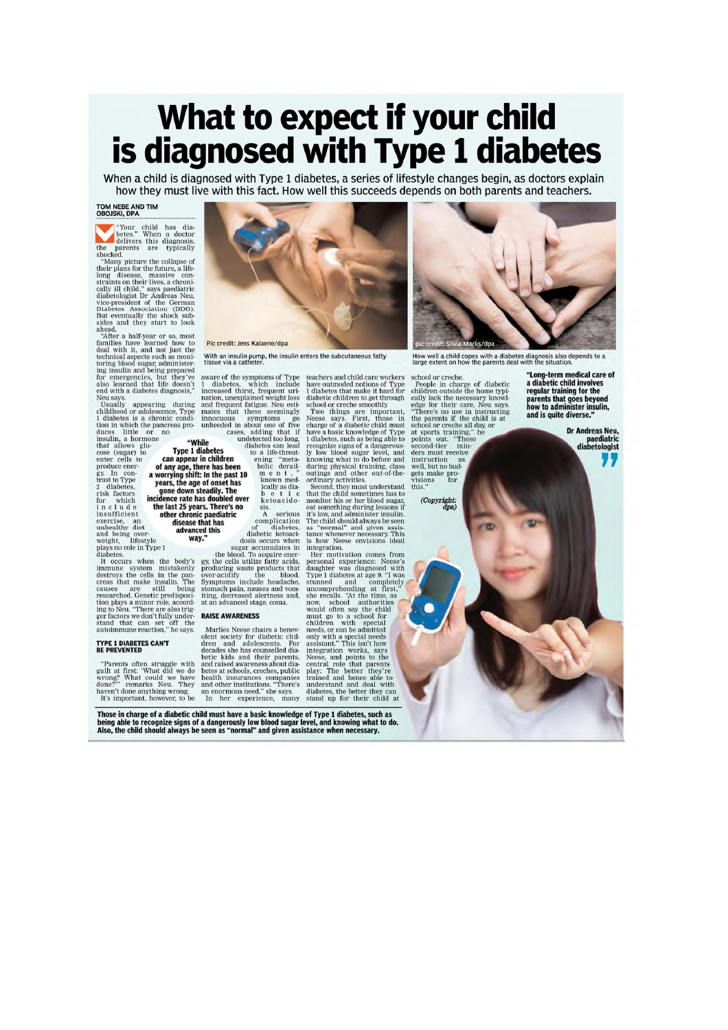# What to expect if your child is diagnosed with Type 1 diabetes

When a child is diagnosed with Type 1 diabetes, a series of lifestyle changes begin, as doctors explain how they must live with this fact. How well this succeeds depends on both parents and teachers.

**TOM NEBE AND TIM OBOJSKI, DPA**

"Your child has diabetes." When a doctor delivers this diagnosis, the parents are typically shocked.

"Many picture the collapse of their plans for the future, a lifelong disease, massive constraints on their lives, a chronically ill child," says paediatric diabetologist Dr Andreas Neu, vice-president of the German Diabetes Association (DDG). But eventually the shock subsides and they start to look ahead.

"After a half-year or so, most families have learned how to deal with it, and not just the technical aspects such as monitoring blood sugar, administering insulin and being prepared for emergencies, but they've also learned that life doesn't end with a diabetes diagnosis," Neu says.

Usually appearing during childhood or adolescence, Type 1 diabetes is a chronic condition in which the pancreas produces little or no insulin, a hormone that allows glucose (sugar) to enter cells to produce energy. In contrast to Type 2 diabetes, risk factors for which include insufficient exercise, an unhealthy diet and being overweight, lifestyle plays no role in Type 1 diabetes.

It occurs when the body's immune system mistakenly destroys the cells in the pancreas that make insulin. The causes are still being researched. Genetic predisposition plays a minor role, according to Neu. "There are also trigger factors we don't fully understand that can set off the autoimmune reaction," he says.

## TYPE 1 DIABETES CAN'T BE PREVENTED

"Parents often struggle with guilt at first: 'What did we do wrong? What could we have done?'" remarks Neu. They haven't done anything wrong.

It's important, however, to be aware of the symptoms of Type 1 diabetes, which include increased thirst, frequent urination, unexplained weight loss and frequent fatigue. Neu estimates that these seemingly innocuous symptoms go unheeded in about one of five cases, adding that if undetected too long, diabetes can lead to a life-threatening "metabolic derailment," known medically as diabetic ketoacidosis.

> **"While Type 1 diabetes can appear in children of any age, there has been a worrying shift: In the past 10 years, the age of onset has gone down steadily. The incidence rate has doubled over the last 25 years. There's no other chronic paediatric disease that has advanced this way."**

A serious complication of diabetes, diabetic ketoacidosis occurs when sugar accumulates in the blood. To acquire energy, the cells utilize fatty acids, producing waste products that over-acidify the blood. Symptoms include headache, stomach pain, nausea and vomiting, decreased alertness and, at an advanced stage, coma.

## RAISE AWARENESS

Marlies Neese chairs a benevolent society for diabetic children and adolescents. For decades she has counselled diabetic kids and their parents, and raised awareness about diabetes at schools, creches, public health insurances companies and other institutions. "There's an enormous need," she says.

In her experience, many teachers and child care workers have outmoded notions of Type 1 diabetes that make it hard for diabetic children to get through school or creche smoothly.

Two things are important, Neese says. First, those in charge of a diabetic child must have a basic knowledge of Type 1 diabetes, such as being able to recognize signs of a dangerously low blood sugar level, and knowing what to do before and during physical training, class outings and other out-of-the-ordinary activities.

Second, they must understand that the child sometimes has to monitor his or her blood sugar, eat something during lessons if it's low, and administer insulin. The child should always be seen as "normal" and given assistance whenever necessary. This is how Neese envisions ideal integration.

Her motivation comes from personal experience: Neese's daughter was diagnosed with Type 1 diabetes at age 9. "I was stunned and completely uncomprehending at first," she recalls. "At the time, as now, school authorities would often say the child must go to a school for children with special needs, or can be admitted only with a special needs assistant." This isn't how integration works, says Neese, and points to the central role that parents play: The better they're trained and hence able to understand and deal with diabetes, the better they can stand up for their child at school or creche.

People in charge of diabetic children outside the home typically lack the necessary knowledge for their care, Neu says. "There's no use in instructing the parents if the child is at school or creche all day, or at sports training," he points out. "These second-tier minders must receive instruction as well, but no budgets make provisions for this."

*(Copyright: dpa)*

Pic credit: Jens Kalaene/dpa

With an insulin pump, the insulin enters the subcutaneous fatty tissue via a catheter.

pic credit: Silvia Marks/dpa

How well a child copes with a diabetes diagnosis also depends to a large extent on how the parents deal with the situation.

> **"Long-term medical care of a diabetic child involves regular training for the parents that goes beyond how to administer insulin, and is quite diverse."**
>
> **Dr Andreas Neu, paediatric diabetologist**

**Those in charge of a diabetic child must have a basic knowledge of Type 1 diabetes, such as being able to recognize signs of a dangerously low blood sugar level, and knowing what to do. Also, the child should always be seen as "normal" and given assistance when necessary.**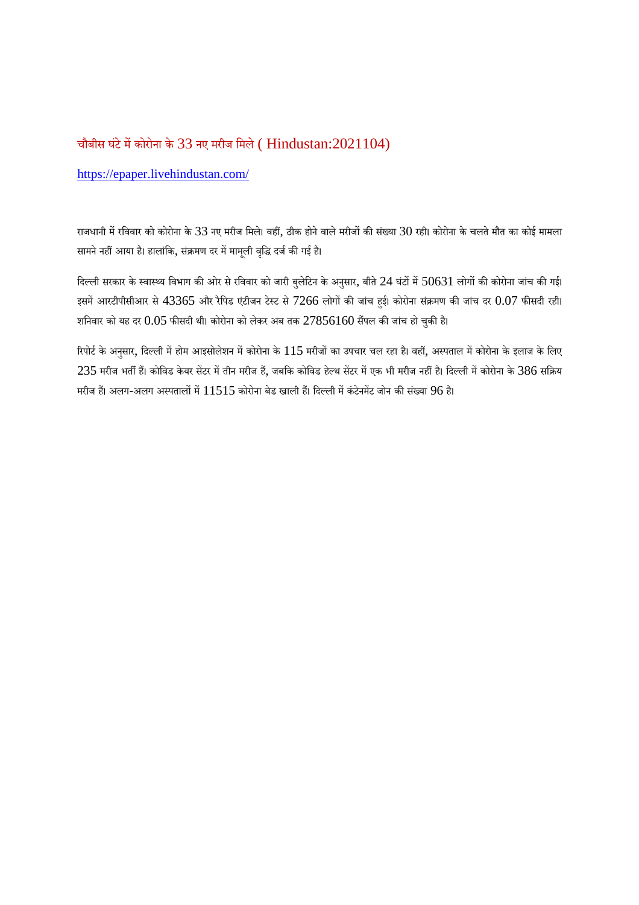## चौबीस घंटे में कोरोना के 33 नए मरीज मिले ( Hindustan:2021104)

https://epaper.livehindustan.com/

राजधानी में रविवार को कोरोना के 33 नए मरीज मिले। वहीं, ठीक होने वाले मरीजों की संख्या 30 रही। कोरोना के चलते मौत का कोई मामला सामने नहीं आया है। हालांकि, संक्रमण दर में मामूली वृद्धि दर्ज की गई है।

दिल्ली सरकार के स्वास्थ्य विभाग की ओर से रविवार को जारी बुलेटिन के अनुसार, बीते 24 घंटों में 50631 लोगों की कोरोना जांच की गई। इसमें आरटीपीसीआर से 43365 और रैपिड एंटीजन टेस्ट से 7266 लोगों की जांच हुई। कोरोना संक्रमण की जांच दर 0.07 फीसदी रही। शनिवार को यह दर 0.05 फीसदी थी। कोरोना को लेकर अब तक 27856160 सैंपल की जांच हो चुकी है।

रिपोर्ट के अनुसार, दिल्ली में होम आइसोलेशन में कोरोना के 115 मरीजों का उपचार चल रहा है। वहीं, अस्पताल में कोरोना के इलाज के लिए 235 मरीज भर्ती हैं। कोविड केयर सेंटर में तीन मरीज हैं, जबकि कोविड हेल्थ सेंटर में एक भी मरीज नहीं है। दिल्ली में कोरोना के 386 सक्रिय मरीज हैं। अलग-अलग अस्पतालों में 11515 कोरोना बेड खाली हैं। दिल्ली में कंटेनमेंट जोन की संख्या 96 है।